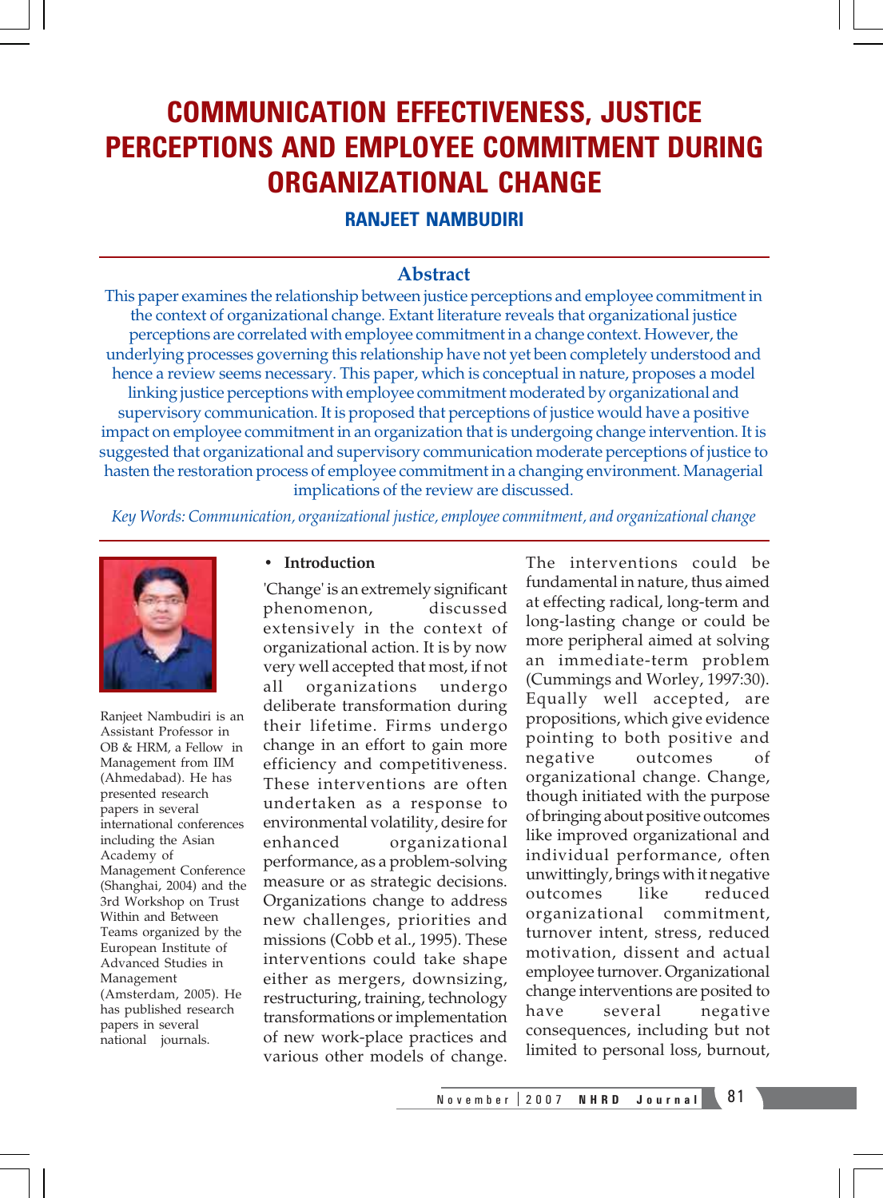# COMMUNICATION EFFECTIVENESS, JUSTICE PERCEPTIONS AND EMPLOYEE COMMITMENT DURING ORGANIZATIONAL CHANGE

### RANJEET NAMBUDIRI

## Abstract

This paper examines the relationship between justice perceptions and employee commitment in the context of organizational change. Extant literature reveals that organizational justice perceptions are correlated with employee commitment in a change context. However, the underlying processes governing this relationship have not yet been completely understood and hence a review seems necessary. This paper, which is conceptual in nature, proposes a model linking justice perceptions with employee commitment moderated by organizational and supervisory communication. It is proposed that perceptions of justice would have a positive impact on employee commitment in an organization that is undergoing change intervention. It is suggested that organizational and supervisory communication moderate perceptions of justice to hasten the restoration process of employee commitment in a changing environment. Managerial implications of the review are discussed.

*Key Words: Communication, organizational justice, employee commitment, and organizational change*

Ranjeet Nambudiri is an Assistant Professor in OB & HRM, a Fellow in Management from IIM (Ahmedabad). He has presented research papers in several international conferences including the Asian Academy of Management Conference (Shanghai, 2004) and the 3rd Workshop on Trust Within and Between Teams organized by the European Institute of Advanced Studies in Management (Amsterdam, 2005). He has published research papers in several national journals.

- **Introduction**

'Change' is an extremely significant phenomenon, discussed extensively in the context of organizational action. It is by now very well accepted that most, if not all organizations undergo deliberate transformation during their lifetime. Firms undergo change in an effort to gain more efficiency and competitiveness. These interventions are often undertaken as a response to environmental volatility, desire for enhanced organizational performance, as a problem-solving measure or as strategic decisions. Organizations change to address new challenges, priorities and missions (Cobb et al., 1995). These interventions could take shape either as mergers, downsizing, restructuring, training, technology transformations or implementation of new work-place practices and various other models of change. The interventions could be fundamental in nature, thus aimed at effecting radical, long-term and long-lasting change or could be more peripheral aimed at solving an immediate-term problem (Cummings and Worley, 1997:30). Equally well accepted, are propositions, which give evidence pointing to both positive and negative outcomes of organizational change. Change, though initiated with the purpose of bringing about positive outcomes like improved organizational and individual performance, often unwittingly, brings with it negative outcomes like reduced organizational commitment, turnover intent, stress, reduced motivation, dissent and actual employee turnover. Organizational change interventions are posited to have several negative consequences, including but not limited to personal loss, burnout,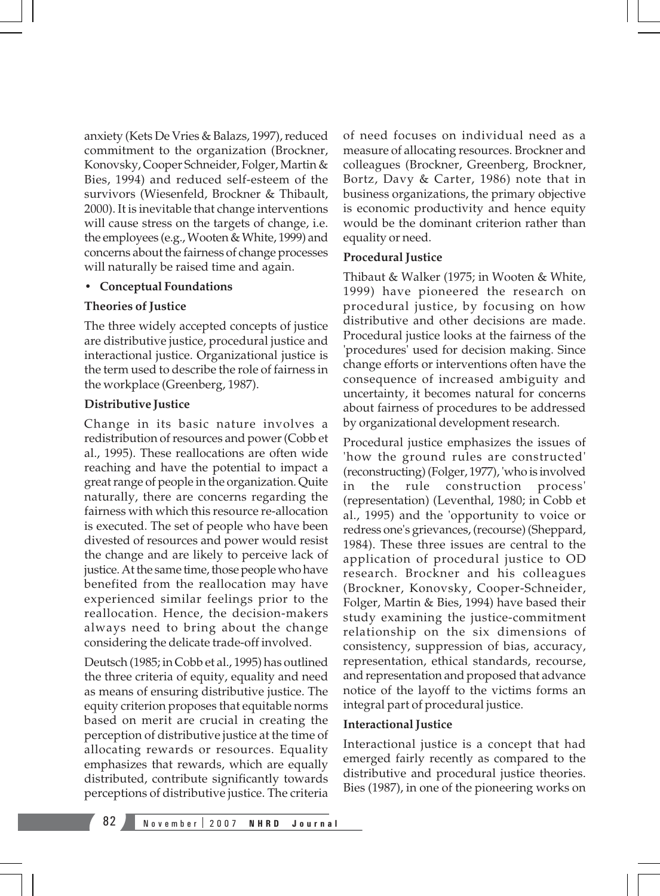anxiety (Kets De Vries & Balazs, 1997), reduced commitment to the organization (Brockner, Konovsky, Cooper Schneider, Folger, Martin & Bies, 1994) and reduced self-esteem of the survivors (Wiesenfeld, Brockner & Thibault, 2000). It is inevitable that change interventions will cause stress on the targets of change, i.e. the employees (e.g., Wooten & White, 1999) and concerns about the fairness of change processes will naturally be raised time and again.

- **Conceptual Foundations**

### Theories of Justice

The three widely accepted concepts of justice are distributive justice, procedural justice and interactional justice. Organizational justice is the term used to describe the role of fairness in the workplace (Greenberg, 1987).

### Distributive Justice

Change in its basic nature involves a redistribution of resources and power (Cobb et al., 1995). These reallocations are often wide reaching and have the potential to impact a great range of people in the organization. Quite naturally, there are concerns regarding the fairness with which this resource re-allocation is executed. The set of people who have been divested of resources and power would resist the change and are likely to perceive lack of justice. At the same time, those people who have benefited from the reallocation may have experienced similar feelings prior to the reallocation. Hence, the decision-makers always need to bring about the change considering the delicate trade-off involved.

Deutsch (1985; in Cobb et al., 1995) has outlined the three criteria of equity, equality and need as means of ensuring distributive justice. The equity criterion proposes that equitable norms based on merit are crucial in creating the perception of distributive justice at the time of allocating rewards or resources. Equality emphasizes that rewards, which are equally distributed, contribute significantly towards perceptions of distributive justice. The criteria of need focuses on individual need as a measure of allocating resources. Brockner and colleagues (Brockner, Greenberg, Brockner, Bortz, Davy & Carter, 1986) note that in business organizations, the primary objective is economic productivity and hence equity would be the dominant criterion rather than equality or need.

### Procedural Justice

Thibaut & Walker (1975; in Wooten & White, 1999) have pioneered the research on procedural justice, by focusing on how distributive and other decisions are made. Procedural justice looks at the fairness of the 'procedures' used for decision making. Since change efforts or interventions often have the consequence of increased ambiguity and uncertainty, it becomes natural for concerns about fairness of procedures to be addressed by organizational development research.

Procedural justice emphasizes the issues of 'how the ground rules are constructed' (reconstructing) (Folger, 1977), 'who is involved in the rule construction process' (representation) (Leventhal, 1980; in Cobb et al., 1995) and the 'opportunity to voice or redress one's grievances, (recourse) (Sheppard, 1984). These three issues are central to the application of procedural justice to OD research. Brockner and his colleagues (Brockner, Konovsky, Cooper-Schneider, Folger, Martin & Bies, 1994) have based their study examining the justice-commitment relationship on the six dimensions of consistency, suppression of bias, accuracy, representation, ethical standards, recourse, and representation and proposed that advance notice of the layoff to the victims forms an integral part of procedural justice.

### Interactional Justice

Interactional justice is a concept that had emerged fairly recently as compared to the distributive and procedural justice theories. Bies (1987), in one of the pioneering works on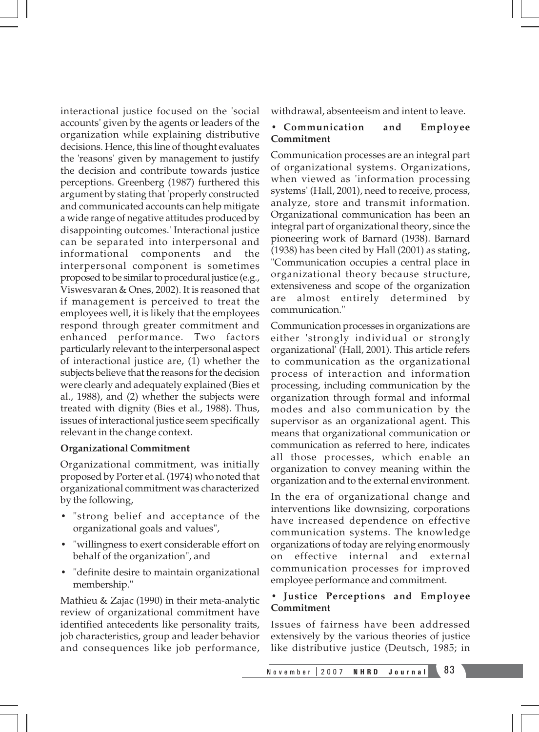interactional justice focused on the 'social accounts' given by the agents or leaders of the organization while explaining distributive decisions. Hence, this line of thought evaluates the 'reasons' given by management to justify the decision and contribute towards justice perceptions. Greenberg (1987) furthered this argument by stating that 'properly constructed and communicated accounts can help mitigate a wide range of negative attitudes produced by disappointing outcomes.' Interactional justice can be separated into interpersonal and informational components and the interpersonal component is sometimes proposed to be similar to procedural justice (e.g., Viswesvaran & Ones, 2002). It is reasoned that if management is perceived to treat the employees well, it is likely that the employees respond through greater commitment and enhanced performance. Two factors particularly relevant to the interpersonal aspect of interactional justice are, (1) whether the subjects believe that the reasons for the decision were clearly and adequately explained (Bies et al., 1988), and (2) whether the subjects were treated with dignity (Bies et al., 1988). Thus, issues of interactional justice seem specifically relevant in the change context.

### Organizational Commitment

Organizational commitment, was initially proposed by Porter et al. (1974) who noted that organizational commitment was characterized by the following,

- "strong belief and acceptance of the organizational goals and values",
- "willingness to exert considerable effort on behalf of the organization", and
- "definite desire to maintain organizational membership."

Mathieu & Zajac (1990) in their meta-analytic review of organizational commitment have identified antecedents like personality traits, job characteristics, group and leader behavior and consequences like job performance, withdrawal, absenteeism and intent to leave.

#### • Communication and Employee Commitment

Communication processes are an integral part of organizational systems. Organizations, when viewed as 'information processing systems' (Hall, 2001), need to receive, process, analyze, store and transmit information. Organizational communication has been an integral part of organizational theory, since the pioneering work of Barnard (1938). Barnard (1938) has been cited by Hall (2001) as stating, "Communication occupies a central place in organizational theory because structure, extensiveness and scope of the organization are almost entirely determined by communication."

Communication processes in organizations are either 'strongly individual or strongly organizational' (Hall, 2001). This article refers to communication as the organizational process of interaction and information processing, including communication by the organization through formal and informal modes and also communication by the supervisor as an organizational agent. This means that organizational communication or communication as referred to here, indicates all those processes, which enable an organization to convey meaning within the organization and to the external environment.

In the era of organizational change and interventions like downsizing, corporations have increased dependence on effective communication systems. The knowledge organizations of today are relying enormously on effective internal and external communication processes for improved employee performance and commitment.

#### • Justice Perceptions and Employee Commitment

Issues of fairness have been addressed extensively by the various theories of justice like distributive justice (Deutsch, 1985; in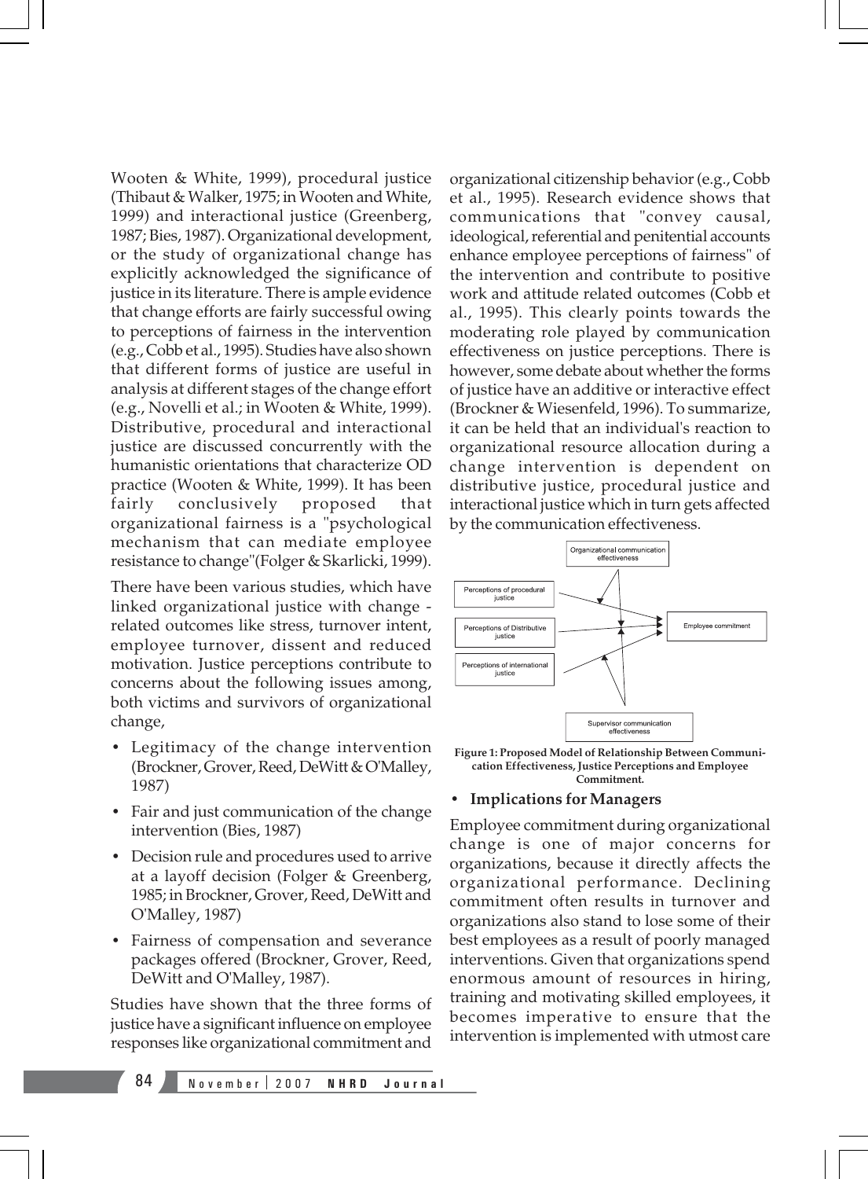Wooten & White, 1999), procedural justice (Thibaut & Walker, 1975; in Wooten and White, 1999) and interactional justice (Greenberg, 1987; Bies, 1987). Organizational development, or the study of organizational change has explicitly acknowledged the significance of justice in its literature. There is ample evidence that change efforts are fairly successful owing to perceptions of fairness in the intervention (e.g., Cobb et al., 1995). Studies have also shown that different forms of justice are useful in analysis at different stages of the change effort (e.g., Novelli et al.; in Wooten & White, 1999). Distributive, procedural and interactional justice are discussed concurrently with the humanistic orientations that characterize OD practice (Wooten & White, 1999). It has been fairly conclusively proposed that organizational fairness is a "psychological mechanism that can mediate employee resistance to change"(Folger & Skarlicki, 1999).

There have been various studies, which have linked organizational justice with change - related outcomes like stress, turnover intent, employee turnover, dissent and reduced motivation. Justice perceptions contribute to concerns about the following issues among, both victims and survivors of organizational change,

- Legitimacy of the change intervention (Brockner, Grover, Reed, DeWitt & O'Malley, 1987)
- Fair and just communication of the change intervention (Bies, 1987)
- Decision rule and procedures used to arrive at a layoff decision (Folger & Greenberg, 1985; in Brockner, Grover, Reed, DeWitt and O'Malley, 1987)
- Fairness of compensation and severance packages offered (Brockner, Grover, Reed, DeWitt and O'Malley, 1987).

Studies have shown that the three forms of justice have a significant influence on employee responses like organizational commitment and organizational citizenship behavior (e.g., Cobb et al., 1995). Research evidence shows that communications that "convey causal, ideological, referential and penitential accounts enhance employee perceptions of fairness" of the intervention and contribute to positive work and attitude related outcomes (Cobb et al., 1995). This clearly points towards the moderating role played by communication effectiveness on justice perceptions. There is however, some debate about whether the forms of justice have an additive or interactive effect (Brockner & Wiesenfeld, 1996). To summarize, it can be held that an individual's reaction to organizational resource allocation during a change intervention is dependent on distributive justice, procedural justice and interactional justice which in turn gets affected by the communication effectiveness.

Organizational communication effectiveness

Perceptions of procedural justice

Perceptions of Distributive justice

Perceptions of international justice

Employee commitment

Supervisor communication effectiveness

**Figure 1: Proposed Model of Relationship Between Communication Effectiveness, Justice Perceptions and Employee Commitment.**

- **Implications for Managers**

Employee commitment during organizational change is one of major concerns for organizations, because it directly affects the organizational performance. Declining commitment often results in turnover and organizations also stand to lose some of their best employees as a result of poorly managed interventions. Given that organizations spend enormous amount of resources in hiring, training and motivating skilled employees, it becomes imperative to ensure that the intervention is implemented with utmost care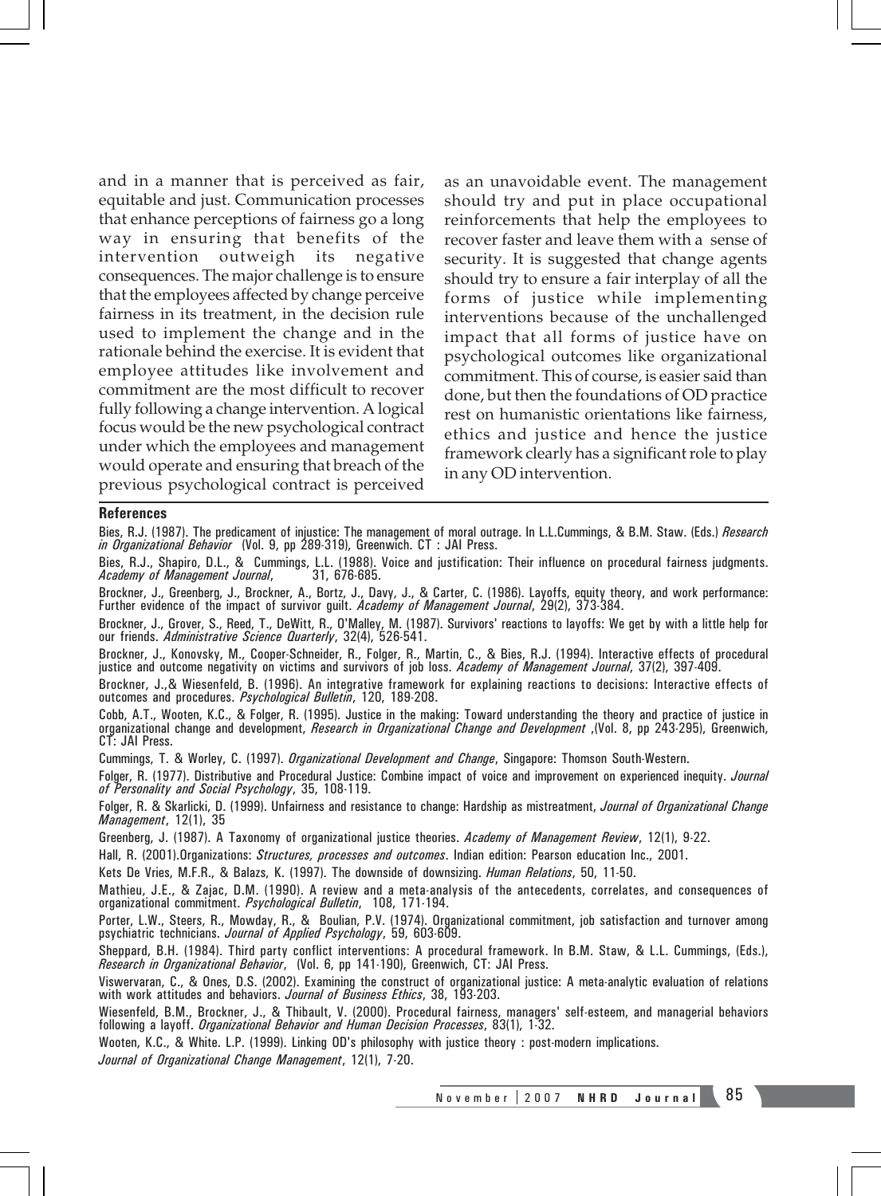and in a manner that is perceived as fair, equitable and just. Communication processes that enhance perceptions of fairness go a long way in ensuring that benefits of the intervention outweigh its negative consequences. The major challenge is to ensure that the employees affected by change perceive fairness in its treatment, in the decision rule used to implement the change and in the rationale behind the exercise. It is evident that employee attitudes like involvement and commitment are the most difficult to recover fully following a change intervention. A logical focus would be the new psychological contract under which the employees and management would operate and ensuring that breach of the previous psychological contract is perceived as an unavoidable event. The management should try and put in place occupational reinforcements that help the employees to recover faster and leave them with a sense of security. It is suggested that change agents should try to ensure a fair interplay of all the forms of justice while implementing interventions because of the unchallenged impact that all forms of justice have on psychological outcomes like organizational commitment. This of course, is easier said than done, but then the foundations of OD practice rest on humanistic orientations like fairness, ethics and justice and hence the justice framework clearly has a significant role to play in any OD intervention.

## References

Bies, R.J. (1987). The predicament of injustice: The management of moral outrage. In L.L.Cummings, & B.M. Staw. (Eds.) *Research in Organizational Behavior* (Vol. 9, pp 289-319), Greenwich. CT : JAI Press.

Bies, R.J., Shapiro, D.L., & Cummings, L.L. (1988). Voice and justification: Their influence on procedural fairness judgments. *Academy of Management Journal*, 31, 676-685.

Brockner, J., Greenberg, J., Brockner, A., Bortz, J., Davy, J., & Carter, C. (1986). Layoffs, equity theory, and work performance: Further evidence of the impact of survivor guilt. *Academy of Management Journal*, 29(2), 373-384.

Brockner, J., Grover, S., Reed, T., DeWitt, R., O'Malley, M. (1987). Survivors' reactions to layoffs: We get by with a little help for our friends. *Administrative Science Quarterly*, 32(4), 526-541.

Brockner, J., Konovsky, M., Cooper-Schneider, R., Folger, R., Martin, C., & Bies, R.J. (1994). Interactive effects of procedural justice and outcome negativity on victims and survivors of job loss. *Academy of Management Journal*, 37(2), 397-409.

Brockner, J.,& Wiesenfeld, B. (1996). An integrative framework for explaining reactions to decisions: Interactive effects of outcomes and procedures. *Psychological Bulletin*, 120, 189-208.

Cobb, A.T., Wooten, K.C., & Folger, R. (1995). Justice in the making: Toward understanding the theory and practice of justice in organizational change and development, *Research in Organizational Change and Development* ,(Vol. 8, pp 243-295), Greenwich, CT: JAI Press.

Cummings, T. & Worley, C. (1997). *Organizational Development and Change*, Singapore: Thomson South-Western.

Folger, R. (1977). Distributive and Procedural Justice: Combine impact of voice and improvement on experienced inequity. *Journal of Personality and Social Psychology*, 35, 108-119.

Folger, R. & Skarlicki, D. (1999). Unfairness and resistance to change: Hardship as mistreatment, *Journal of Organizational Change Management*, 12(1), 35

Greenberg, J. (1987). A Taxonomy of organizational justice theories. *Academy of Management Review*, 12(1), 9-22.

Hall, R. (2001).Organizations: *Structures, processes and outcomes*. Indian edition: Pearson education Inc., 2001.

Kets De Vries, M.F.R., & Balazs, K. (1997). The downside of downsizing. *Human Relations*, 50, 11-50.

Mathieu, J.E., & Zajac, D.M. (1990). A review and a meta-analysis of the antecedents, correlates, and consequences of organizational commitment. *Psychological Bulletin*, 108, 171-194.

Porter, L.W., Steers, R., Mowday, R., & Boulian, P.V. (1974). Organizational commitment, job satisfaction and turnover among psychiatric technicians. *Journal of Applied Psychology*, 59, 603-609.

Sheppard, B.H. (1984). Third party conflict interventions: A procedural framework. In B.M. Staw, & L.L. Cummings, (Eds.), *Research in Organizational Behavior*, (Vol. 6, pp 141-190), Greenwich, CT: JAI Press.

Viswervaran, C., & Ones, D.S. (2002). Examining the construct of organizational justice: A meta-analytic evaluation of relations with work attitudes and behaviors. *Journal of Business Ethics*, 38, 193-203.

Wiesenfeld, B.M., Brockner, J., & Thibault, V. (2000). Procedural fairness, managers' self-esteem, and managerial behaviors following a layoff. *Organizational Behavior and Human Decision Processes*, 83(1), 1-32.

Wooten, K.C., & White. L.P. (1999). Linking OD's philosophy with justice theory : post-modern implications. *Journal of Organizational Change Management*, 12(1), 7-20.